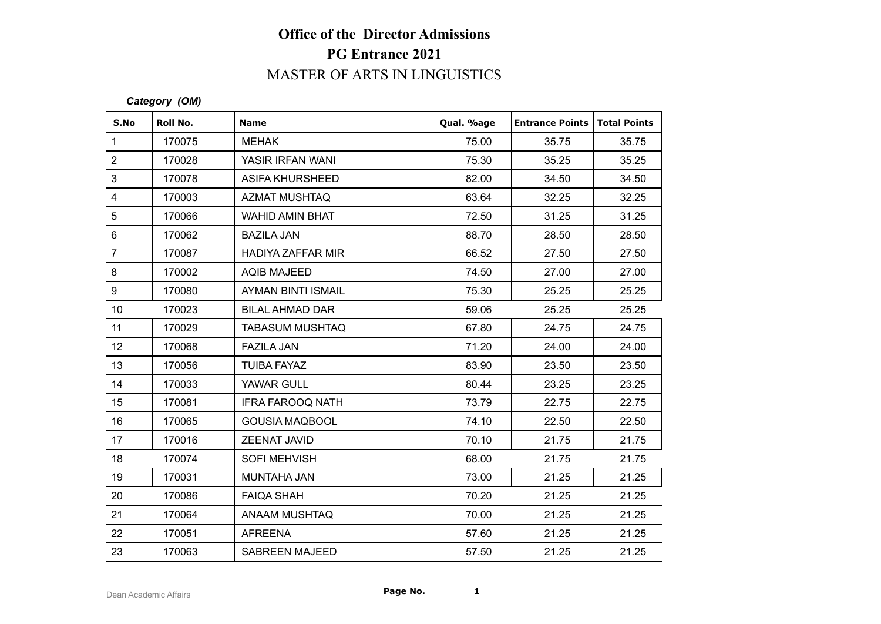# Office of the Director Admissions

## PG Entrance 2021

## MASTER OF ARTS IN LINGUISTICS

***Category (OM)***

| S.No | Roll No. | Name | Qual. %age | Entrance Points | Total Points |
|---|---|---|---|---|---|
| 1 | 170075 | MEHAK | 75.00 | 35.75 | 35.75 |
| 2 | 170028 | YASIR IRFAN WANI | 75.30 | 35.25 | 35.25 |
| 3 | 170078 | ASIFA KHURSHEED | 82.00 | 34.50 | 34.50 |
| 4 | 170003 | AZMAT MUSHTAQ | 63.64 | 32.25 | 32.25 |
| 5 | 170066 | WAHID AMIN BHAT | 72.50 | 31.25 | 31.25 |
| 6 | 170062 | BAZILA JAN | 88.70 | 28.50 | 28.50 |
| 7 | 170087 | HADIYA ZAFFAR MIR | 66.52 | 27.50 | 27.50 |
| 8 | 170002 | AQIB MAJEED | 74.50 | 27.00 | 27.00 |
| 9 | 170080 | AYMAN BINTI ISMAIL | 75.30 | 25.25 | 25.25 |
| 10 | 170023 | BILAL AHMAD DAR | 59.06 | 25.25 | 25.25 |
| 11 | 170029 | TABASUM MUSHTAQ | 67.80 | 24.75 | 24.75 |
| 12 | 170068 | FAZILA JAN | 71.20 | 24.00 | 24.00 |
| 13 | 170056 | TUIBA FAYAZ | 83.90 | 23.50 | 23.50 |
| 14 | 170033 | YAWAR GULL | 80.44 | 23.25 | 23.25 |
| 15 | 170081 | IFRA FAROOQ NATH | 73.79 | 22.75 | 22.75 |
| 16 | 170065 | GOUSIA MAQBOOL | 74.10 | 22.50 | 22.50 |
| 17 | 170016 | ZEENAT JAVID | 70.10 | 21.75 | 21.75 |
| 18 | 170074 | SOFI MEHVISH | 68.00 | 21.75 | 21.75 |
| 19 | 170031 | MUNTAHA JAN | 73.00 | 21.25 | 21.25 |
| 20 | 170086 | FAIQA SHAH | 70.20 | 21.25 | 21.25 |
| 21 | 170064 | ANAAM MUSHTAQ | 70.00 | 21.25 | 21.25 |
| 22 | 170051 | AFREENA | 57.60 | 21.25 | 21.25 |
| 23 | 170063 | SABREEN MAJEED | 57.50 | 21.25 | 21.25 |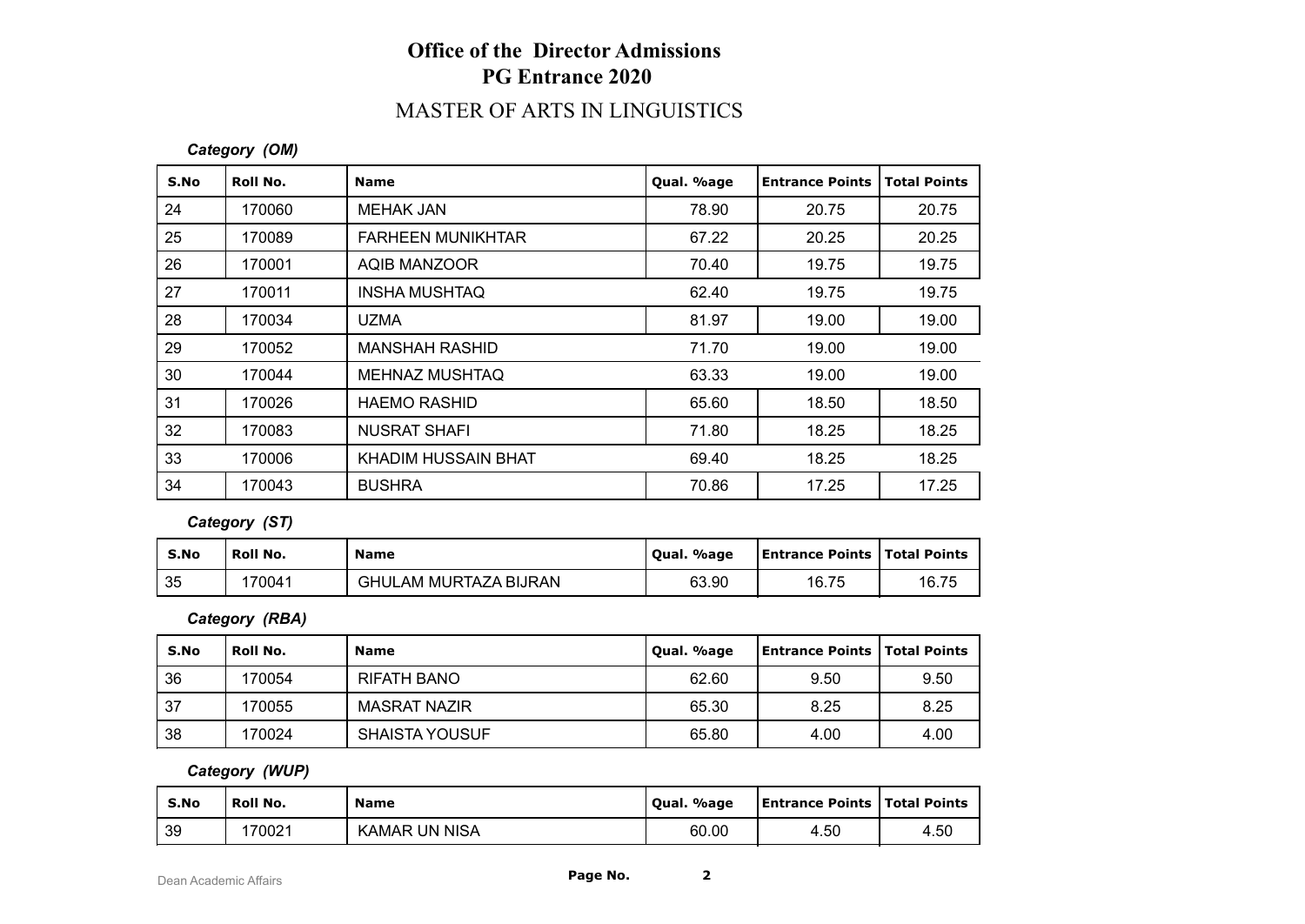# Office of the Director Admissions
## PG Entrance 2020
## MASTER OF ARTS IN LINGUISTICS

***Category (OM)***

| S.No | Roll No. | Name | Qual. %age | Entrance Points | Total Points |
|---|---|---|---|---|---|
| 24 | 170060 | MEHAK JAN | 78.90 | 20.75 | 20.75 |
| 25 | 170089 | FARHEEN MUNIKHTAR | 67.22 | 20.25 | 20.25 |
| 26 | 170001 | AQIB MANZOOR | 70.40 | 19.75 | 19.75 |
| 27 | 170011 | INSHA MUSHTAQ | 62.40 | 19.75 | 19.75 |
| 28 | 170034 | UZMA | 81.97 | 19.00 | 19.00 |
| 29 | 170052 | MANSHAH RASHID | 71.70 | 19.00 | 19.00 |
| 30 | 170044 | MEHNAZ MUSHTAQ | 63.33 | 19.00 | 19.00 |
| 31 | 170026 | HAEMO RASHID | 65.60 | 18.50 | 18.50 |
| 32 | 170083 | NUSRAT SHAFI | 71.80 | 18.25 | 18.25 |
| 33 | 170006 | KHADIM HUSSAIN BHAT | 69.40 | 18.25 | 18.25 |
| 34 | 170043 | BUSHRA | 70.86 | 17.25 | 17.25 |

***Category (ST)***

| S.No | Roll No. | Name | Qual. %age | Entrance Points | Total Points |
|---|---|---|---|---|---|
| 35 | 170041 | GHULAM MURTAZA BIJRAN | 63.90 | 16.75 | 16.75 |

***Category (RBA)***

| S.No | Roll No. | Name | Qual. %age | Entrance Points | Total Points |
|---|---|---|---|---|---|
| 36 | 170054 | RIFATH BANO | 62.60 | 9.50 | 9.50 |
| 37 | 170055 | MASRAT NAZIR | 65.30 | 8.25 | 8.25 |
| 38 | 170024 | SHAISTA YOUSUF | 65.80 | 4.00 | 4.00 |

***Category (WUP)***

| S.No | Roll No. | Name | Qual. %age | Entrance Points | Total Points |
|---|---|---|---|---|---|
| 39 | 170021 | KAMAR UN NISA | 60.00 | 4.50 | 4.50 |

Dean Academic Affairs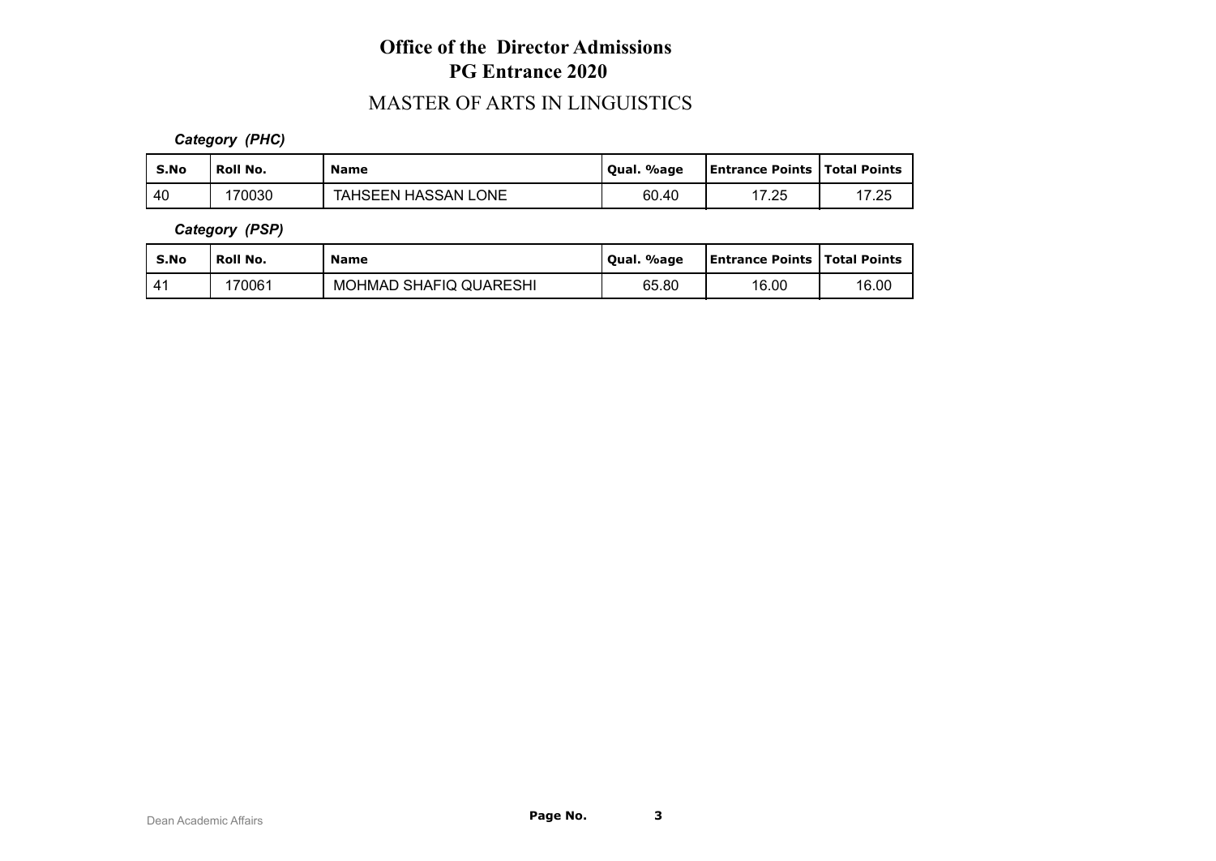# Office of the Director Admissions
## PG Entrance 2020

## MASTER OF ARTS IN LINGUISTICS

***Category (PHC)***

| S.No | Roll No. | Name | Qual. %age | Entrance Points | Total Points |
|---|---|---|---|---|---|
| 40 | 170030 | TAHSEEN HASSAN LONE | 60.40 | 17.25 | 17.25 |

***Category (PSP)***

| S.No | Roll No. | Name | Qual. %age | Entrance Points | Total Points |
|---|---|---|---|---|---|
| 41 | 170061 | MOHMAD SHAFIQ QUARESHI | 65.80 | 16.00 | 16.00 |

Dean Academic Affairs